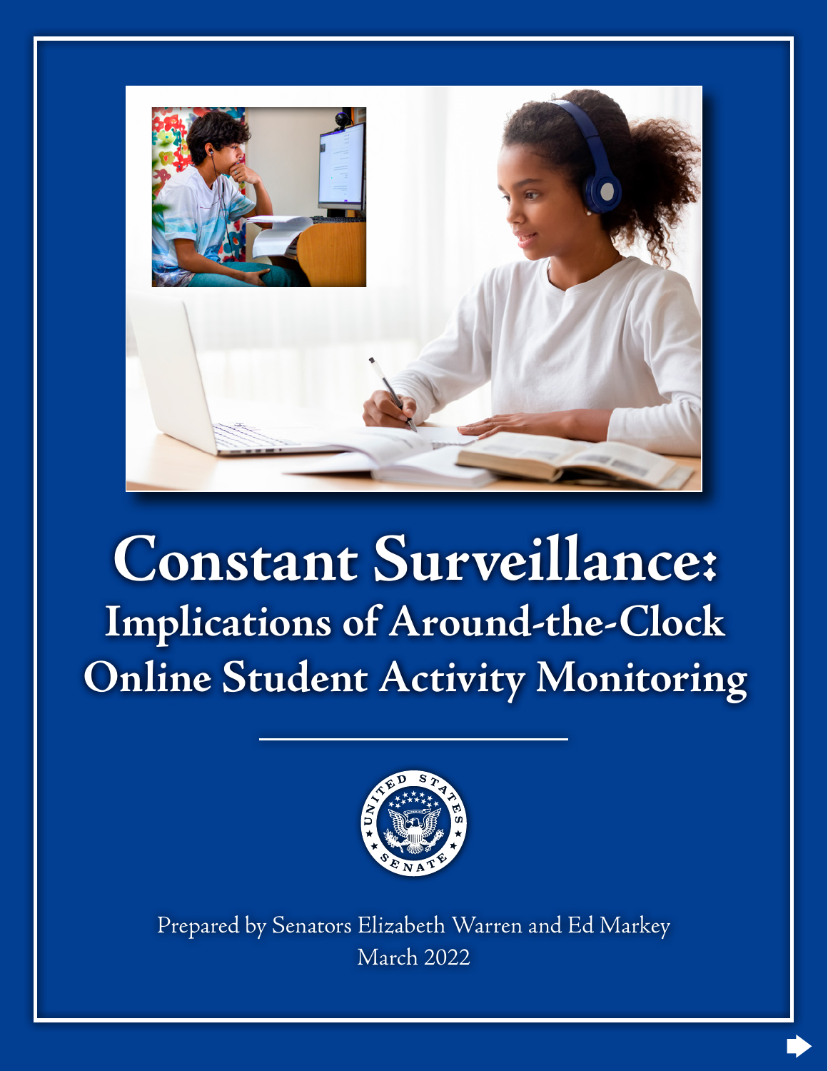# Constant Surveillance:

## Implications of Around-the-Clock Online Student Activity Monitoring

Prepared by Senators Elizabeth Warren and Ed Markey

March 2022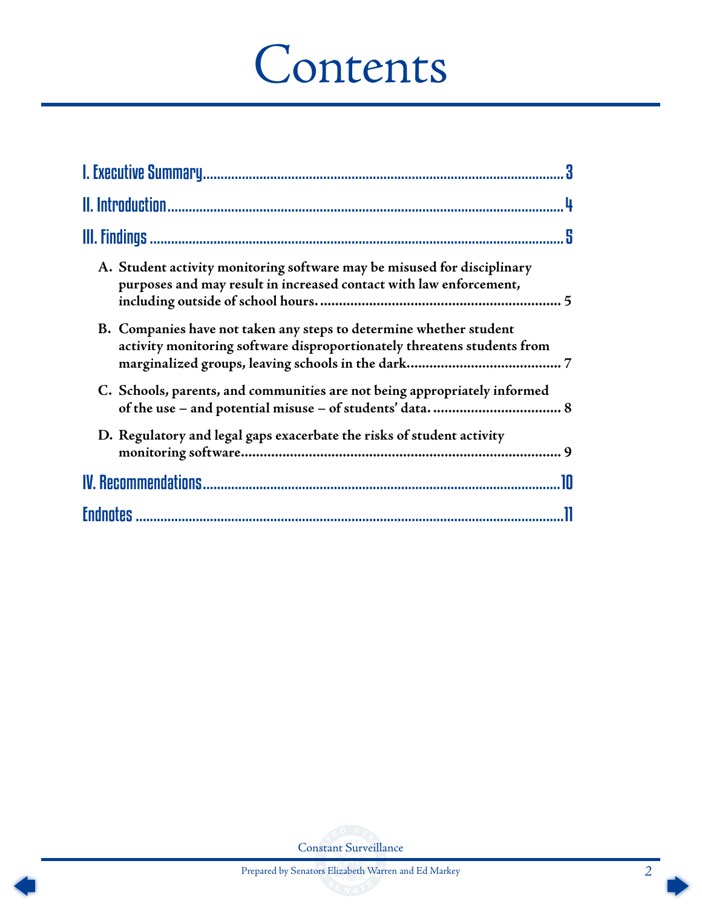# Contents

I. Executive Summary ..... 3

II. Introduction ..... 4

III. Findings ..... 5

- **A. Student activity monitoring software may be misused for disciplinary purposes and may result in increased contact with law enforcement, including outside of school hours. ..... 5**
- **B. Companies have not taken any steps to determine whether student activity monitoring software disproportionately threatens students from marginalized groups, leaving schools in the dark. ..... 7**
- **C. Schools, parents, and communities are not being appropriately informed of the use – and potential misuse – of students' data. ..... 8**
- **D. Regulatory and legal gaps exacerbate the risks of student activity monitoring software. ..... 9**

IV. Recommendations ..... 10

Endnotes ..... 11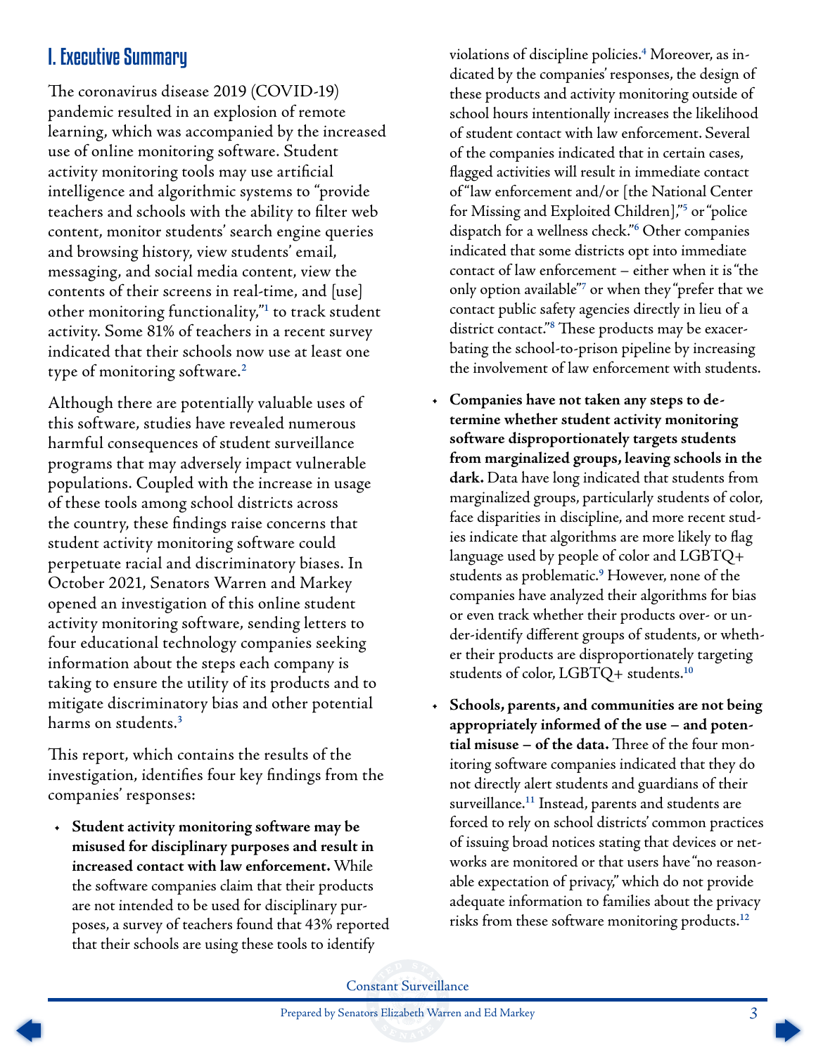# I. Executive Summary

The coronavirus disease 2019 (COVID-19) pandemic resulted in an explosion of remote learning, which was accompanied by the increased use of online monitoring software. Student activity monitoring tools may use artificial intelligence and algorithmic systems to "provide teachers and schools with the ability to filter web content, monitor students' search engine queries and browsing history, view students' email, messaging, and social media content, view the contents of their screens in real-time, and [use] other monitoring functionality,"[1] to track student activity. Some 81% of teachers in a recent survey indicated that their schools now use at least one type of monitoring software.[2]

Although there are potentially valuable uses of this software, studies have revealed numerous harmful consequences of student surveillance programs that may adversely impact vulnerable populations. Coupled with the increase in usage of these tools among school districts across the country, these findings raise concerns that student activity monitoring software could perpetuate racial and discriminatory biases. In October 2021, Senators Warren and Markey opened an investigation of this online student activity monitoring software, sending letters to four educational technology companies seeking information about the steps each company is taking to ensure the utility of its products and to mitigate discriminatory bias and other potential harms on students.[3]

This report, which contains the results of the investigation, identifies four key findings from the companies' responses:

- **Student activity monitoring software may be misused for disciplinary purposes and result in increased contact with law enforcement.** While the software companies claim that their products are not intended to be used for disciplinary purposes, a survey of teachers found that 43% reported that their schools are using these tools to identify violations of discipline policies.[4] Moreover, as indicated by the companies' responses, the design of these products and activity monitoring outside of school hours intentionally increases the likelihood of student contact with law enforcement. Several of the companies indicated that in certain cases, flagged activities will result in immediate contact of "law enforcement and/or [the National Center for Missing and Exploited Children],"[5] or "police dispatch for a wellness check."[6] Other companies indicated that some districts opt into immediate contact of law enforcement – either when it is "the only option available"[7] or when they "prefer that we contact public safety agencies directly in lieu of a district contact."[8] These products may be exacerbating the school-to-prison pipeline by increasing the involvement of law enforcement with students.
- **Companies have not taken any steps to determine whether student activity monitoring software disproportionately targets students from marginalized groups, leaving schools in the dark.** Data have long indicated that students from marginalized groups, particularly students of color, face disparities in discipline, and more recent studies indicate that algorithms are more likely to flag language used by people of color and LGBTQ+ students as problematic.[9] However, none of the companies have analyzed their algorithms for bias or even track whether their products over- or under-identify different groups of students, or whether their products are disproportionately targeting students of color, LGBTQ+ students.[10]
- **Schools, parents, and communities are not being appropriately informed of the use – and potential misuse – of the data.** Three of the four monitoring software companies indicated that they do not directly alert students and guardians of their surveillance.[11] Instead, parents and students are forced to rely on school districts' common practices of issuing broad notices stating that devices or networks are monitored or that users have "no reasonable expectation of privacy," which do not provide adequate information to families about the privacy risks from these software monitoring products.[12]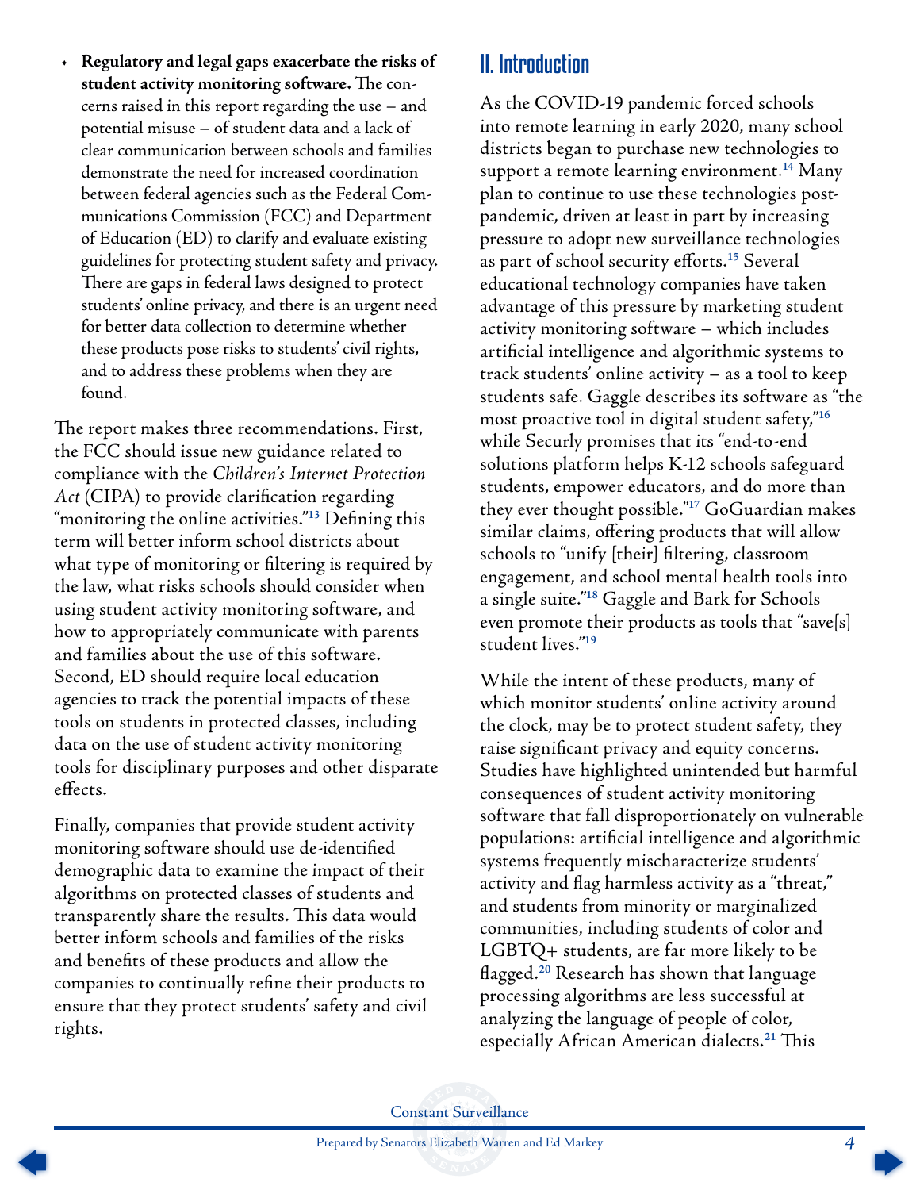- **Regulatory and legal gaps exacerbate the risks of student activity monitoring software.** The concerns raised in this report regarding the use – and potential misuse – of student data and a lack of clear communication between schools and families demonstrate the need for increased coordination between federal agencies such as the Federal Communications Commission (FCC) and Department of Education (ED) to clarify and evaluate existing guidelines for protecting student safety and privacy. There are gaps in federal laws designed to protect students' online privacy, and there is an urgent need for better data collection to determine whether these products pose risks to students' civil rights, and to address these problems when they are found.

The report makes three recommendations. First, the FCC should issue new guidance related to compliance with the *Children's Internet Protection Act* (CIPA) to provide clarification regarding "monitoring the online activities."[13] Defining this term will better inform school districts about what type of monitoring or filtering is required by the law, what risks schools should consider when using student activity monitoring software, and how to appropriately communicate with parents and families about the use of this software. Second, ED should require local education agencies to track the potential impacts of these tools on students in protected classes, including data on the use of student activity monitoring tools for disciplinary purposes and other disparate effects.

Finally, companies that provide student activity monitoring software should use de-identified demographic data to examine the impact of their algorithms on protected classes of students and transparently share the results. This data would better inform schools and families of the risks and benefits of these products and allow the companies to continually refine their products to ensure that they protect students' safety and civil rights.

## II. Introduction

As the COVID-19 pandemic forced schools into remote learning in early 2020, many school districts began to purchase new technologies to support a remote learning environment.[14] Many plan to continue to use these technologies post-pandemic, driven at least in part by increasing pressure to adopt new surveillance technologies as part of school security efforts.[15] Several educational technology companies have taken advantage of this pressure by marketing student activity monitoring software – which includes artificial intelligence and algorithmic systems to track students' online activity – as a tool to keep students safe. Gaggle describes its software as "the most proactive tool in digital student safety,"[16] while Securly promises that its "end-to-end solutions platform helps K-12 schools safeguard students, empower educators, and do more than they ever thought possible."[17] GoGuardian makes similar claims, offering products that will allow schools to "unify [their] filtering, classroom engagement, and school mental health tools into a single suite."[18] Gaggle and Bark for Schools even promote their products as tools that "save[s] student lives."[19]

While the intent of these products, many of which monitor students' online activity around the clock, may be to protect student safety, they raise significant privacy and equity concerns. Studies have highlighted unintended but harmful consequences of student activity monitoring software that fall disproportionately on vulnerable populations: artificial intelligence and algorithmic systems frequently mischaracterize students' activity and flag harmless activity as a "threat," and students from minority or marginalized communities, including students of color and LGBTQ+ students, are far more likely to be flagged.[20] Research has shown that language processing algorithms are less successful at analyzing the language of people of color, especially African American dialects.[21] This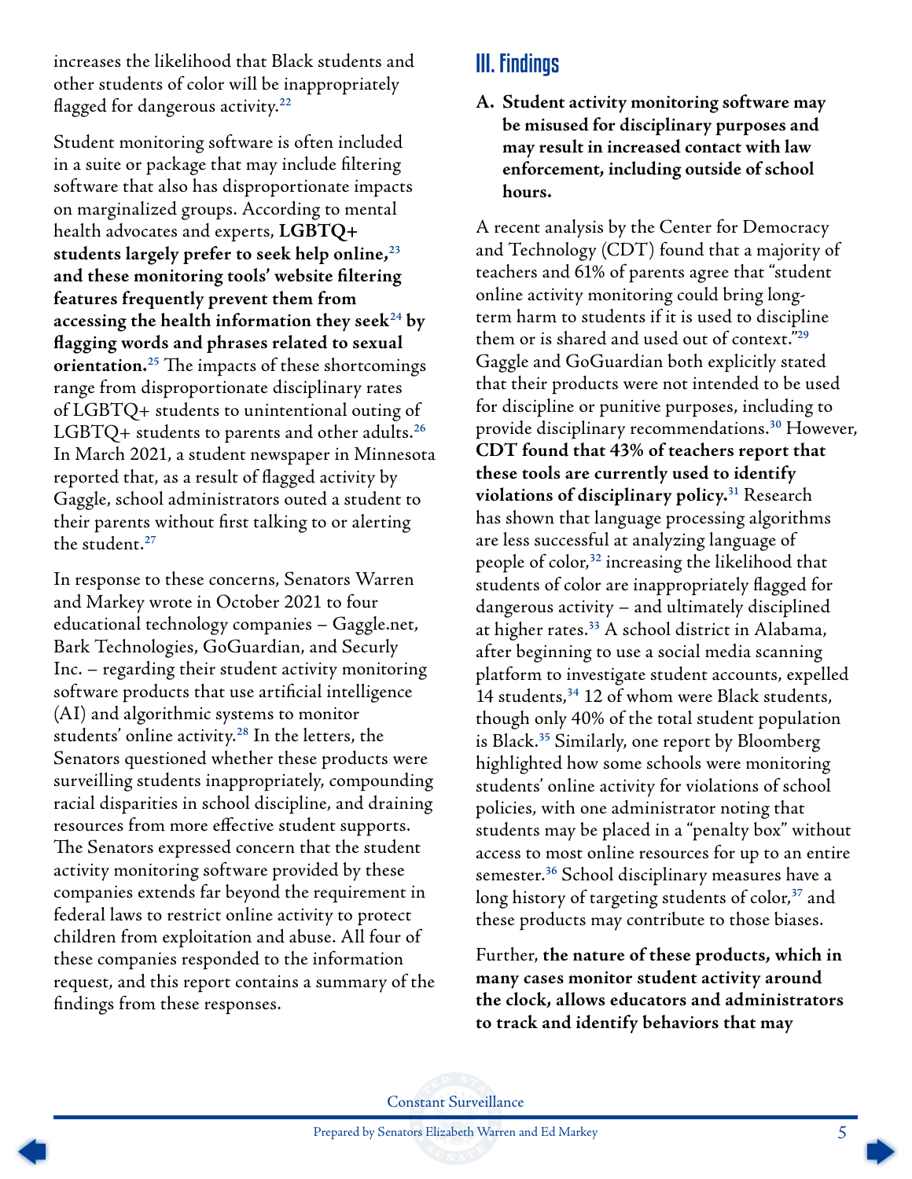increases the likelihood that Black students and other students of color will be inappropriately flagged for dangerous activity.[22]

Student monitoring software is often included in a suite or package that may include filtering software that also has disproportionate impacts on marginalized groups. According to mental health advocates and experts, **LGBTQ+ students largely prefer to seek help online,[23] and these monitoring tools' website filtering features frequently prevent them from accessing the health information they seek[24] by flagging words and phrases related to sexual orientation.[25]** The impacts of these shortcomings range from disproportionate disciplinary rates of LGBTQ+ students to unintentional outing of LGBTQ+ students to parents and other adults.[26] In March 2021, a student newspaper in Minnesota reported that, as a result of flagged activity by Gaggle, school administrators outed a student to their parents without first talking to or alerting the student.[27]

In response to these concerns, Senators Warren and Markey wrote in October 2021 to four educational technology companies – Gaggle.net, Bark Technologies, GoGuardian, and Securly Inc. – regarding their student activity monitoring software products that use artificial intelligence (AI) and algorithmic systems to monitor students' online activity.[28] In the letters, the Senators questioned whether these products were surveilling students inappropriately, compounding racial disparities in school discipline, and draining resources from more effective student supports. The Senators expressed concern that the student activity monitoring software provided by these companies extends far beyond the requirement in federal laws to restrict online activity to protect children from exploitation and abuse. All four of these companies responded to the information request, and this report contains a summary of the findings from these responses.

## III. Findings

**A. Student activity monitoring software may be misused for disciplinary purposes and may result in increased contact with law enforcement, including outside of school hours.**

A recent analysis by the Center for Democracy and Technology (CDT) found that a majority of teachers and 61% of parents agree that "student online activity monitoring could bring long-term harm to students if it is used to discipline them or is shared and used out of context."[29] Gaggle and GoGuardian both explicitly stated that their products were not intended to be used for discipline or punitive purposes, including to provide disciplinary recommendations.[30] However, **CDT found that 43% of teachers report that these tools are currently used to identify violations of disciplinary policy.[31]** Research has shown that language processing algorithms are less successful at analyzing language of people of color,[32] increasing the likelihood that students of color are inappropriately flagged for dangerous activity – and ultimately disciplined at higher rates.[33] A school district in Alabama, after beginning to use a social media scanning platform to investigate student accounts, expelled 14 students,[34] 12 of whom were Black students, though only 40% of the total student population is Black.[35] Similarly, one report by Bloomberg highlighted how some schools were monitoring students' online activity for violations of school policies, with one administrator noting that students may be placed in a "penalty box" without access to most online resources for up to an entire semester.[36] School disciplinary measures have a long history of targeting students of color,[37] and these products may contribute to those biases.

Further, **the nature of these products, which in many cases monitor student activity around the clock, allows educators and administrators to track and identify behaviors that may**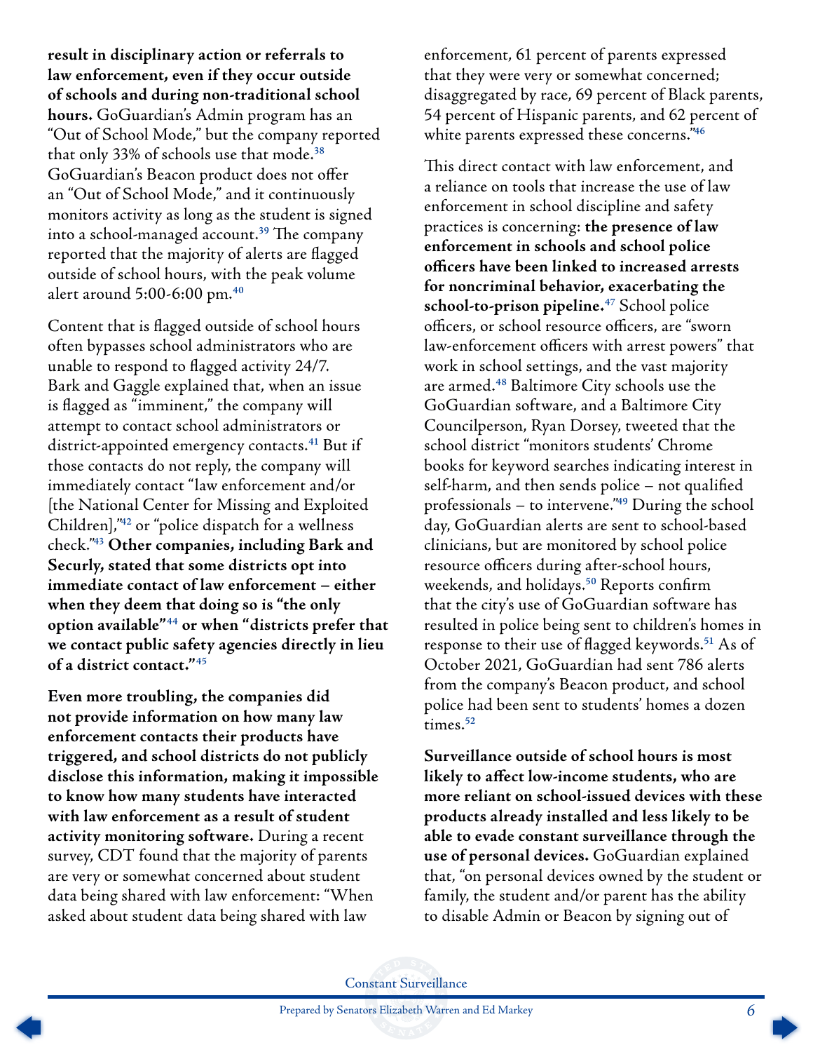**result in disciplinary action or referrals to law enforcement, even if they occur outside of schools and during non-traditional school hours.** GoGuardian's Admin program has an "Out of School Mode," but the company reported that only 33% of schools use that mode.[38] GoGuardian's Beacon product does not offer an "Out of School Mode," and it continuously monitors activity as long as the student is signed into a school-managed account.[39] The company reported that the majority of alerts are flagged outside of school hours, with the peak volume alert around 5:00-6:00 pm.[40]

Content that is flagged outside of school hours often bypasses school administrators who are unable to respond to flagged activity 24/7. Bark and Gaggle explained that, when an issue is flagged as "imminent," the company will attempt to contact school administrators or district-appointed emergency contacts.[41] But if those contacts do not reply, the company will immediately contact "law enforcement and/or [the National Center for Missing and Exploited Children],"[42] or "police dispatch for a wellness check."[43] **Other companies, including Bark and Securly, stated that some districts opt into immediate contact of law enforcement – either when they deem that doing so is "the only option available"[44] or when "districts prefer that we contact public safety agencies directly in lieu of a district contact."[45]**

**Even more troubling, the companies did not provide information on how many law enforcement contacts their products have triggered, and school districts do not publicly disclose this information, making it impossible to know how many students have interacted with law enforcement as a result of student activity monitoring software.** During a recent survey, CDT found that the majority of parents are very or somewhat concerned about student data being shared with law enforcement: "When asked about student data being shared with law enforcement, 61 percent of parents expressed that they were very or somewhat concerned; disaggregated by race, 69 percent of Black parents, 54 percent of Hispanic parents, and 62 percent of white parents expressed these concerns."[46]

This direct contact with law enforcement, and a reliance on tools that increase the use of law enforcement in school discipline and safety practices is concerning: **the presence of law enforcement in schools and school police officers have been linked to increased arrests for noncriminal behavior, exacerbating the school-to-prison pipeline.**[47] School police officers, or school resource officers, are "sworn law-enforcement officers with arrest powers" that work in school settings, and the vast majority are armed.[48] Baltimore City schools use the GoGuardian software, and a Baltimore City Councilperson, Ryan Dorsey, tweeted that the school district "monitors students' Chrome books for keyword searches indicating interest in self-harm, and then sends police – not qualified professionals – to intervene."[49] During the school day, GoGuardian alerts are sent to school-based clinicians, but are monitored by school police resource officers during after-school hours, weekends, and holidays.[50] Reports confirm that the city's use of GoGuardian software has resulted in police being sent to children's homes in response to their use of flagged keywords.[51] As of October 2021, GoGuardian had sent 786 alerts from the company's Beacon product, and school police had been sent to students' homes a dozen times.[52]

**Surveillance outside of school hours is most likely to affect low-income students, who are more reliant on school-issued devices with these products already installed and less likely to be able to evade constant surveillance through the use of personal devices.** GoGuardian explained that, "on personal devices owned by the student or family, the student and/or parent has the ability to disable Admin or Beacon by signing out of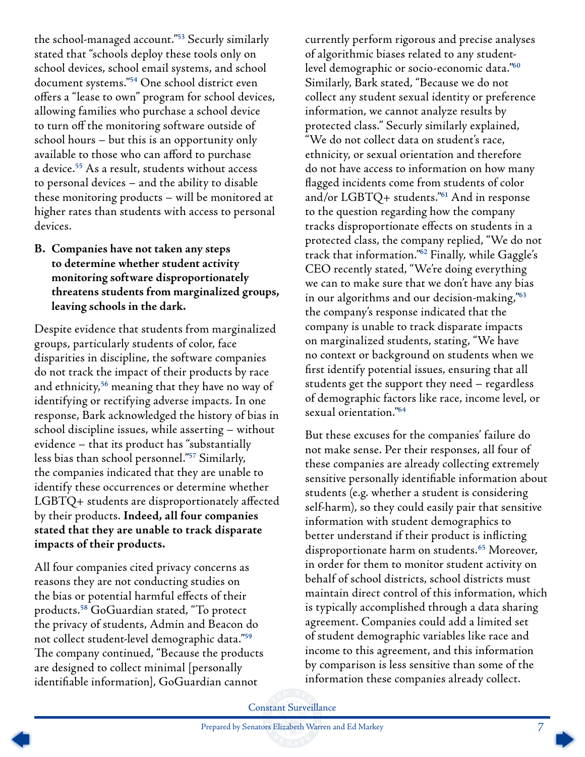the school-managed account."[53] Securly similarly stated that "schools deploy these tools only on school devices, school email systems, and school document systems."[54] One school district even offers a "lease to own" program for school devices, allowing families who purchase a school device to turn off the monitoring software outside of school hours – but this is an opportunity only available to those who can afford to purchase a device.[55] As a result, students without access to personal devices – and the ability to disable these monitoring products – will be monitored at higher rates than students with access to personal devices.

**B. Companies have not taken any steps to determine whether student activity monitoring software disproportionately threatens students from marginalized groups, leaving schools in the dark.**

Despite evidence that students from marginalized groups, particularly students of color, face disparities in discipline, the software companies do not track the impact of their products by race and ethnicity,[56] meaning that they have no way of identifying or rectifying adverse impacts. In one response, Bark acknowledged the history of bias in school discipline issues, while asserting – without evidence – that its product has "substantially less bias than school personnel."[57] Similarly, the companies indicated that they are unable to identify these occurrences or determine whether LGBTQ+ students are disproportionately affected by their products. **Indeed, all four companies stated that they are unable to track disparate impacts of their products.**

All four companies cited privacy concerns as reasons they are not conducting studies on the bias or potential harmful effects of their products.[58] GoGuardian stated, "To protect the privacy of students, Admin and Beacon do not collect student-level demographic data."[59] The company continued, "Because the products are designed to collect minimal [personally identifiable information], GoGuardian cannot currently perform rigorous and precise analyses of algorithmic biases related to any student-level demographic or socio-economic data."[60] Similarly, Bark stated, "Because we do not collect any student sexual identity or preference information, we cannot analyze results by protected class." Securly similarly explained, "We do not collect data on student's race, ethnicity, or sexual orientation and therefore do not have access to information on how many flagged incidents come from students of color and/or LGBTQ+ students."[61] And in response to the question regarding how the company tracks disproportionate effects on students in a protected class, the company replied, "We do not track that information."[62] Finally, while Gaggle's CEO recently stated, "We're doing everything we can to make sure that we don't have any bias in our algorithms and our decision-making,"[63] the company's response indicated that the company is unable to track disparate impacts on marginalized students, stating, "We have no context or background on students when we first identify potential issues, ensuring that all students get the support they need – regardless of demographic factors like race, income level, or sexual orientation."[64]

But these excuses for the companies' failure do not make sense. Per their responses, all four of these companies are already collecting extremely sensitive personally identifiable information about students (e.g. whether a student is considering self-harm), so they could easily pair that sensitive information with student demographics to better understand if their product is inflicting disproportionate harm on students.[65] Moreover, in order for them to monitor student activity on behalf of school districts, school districts must maintain direct control of this information, which is typically accomplished through a data sharing agreement. Companies could add a limited set of student demographic variables like race and income to this agreement, and this information by comparison is less sensitive than some of the information these companies already collect.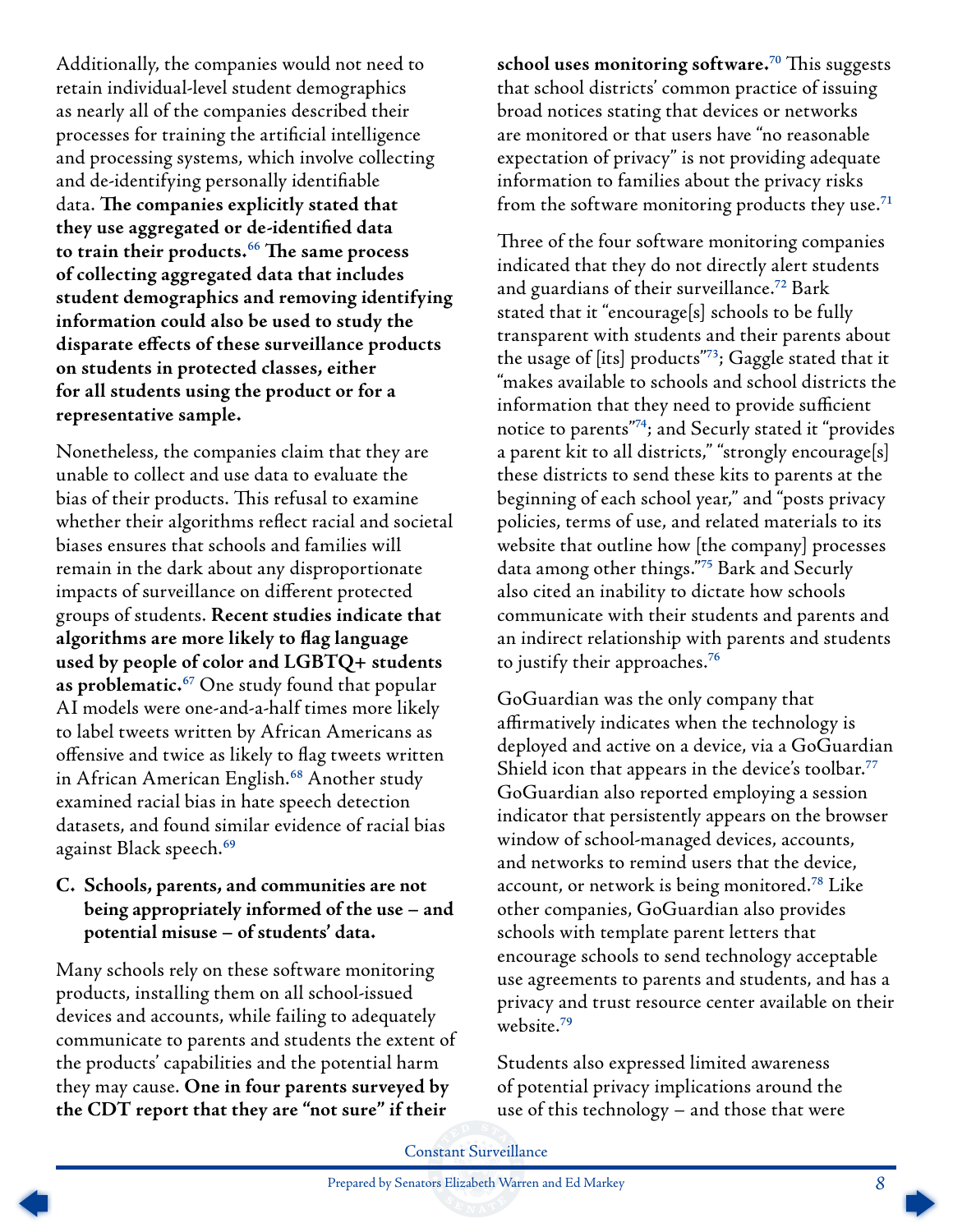Additionally, the companies would not need to retain individual-level student demographics as nearly all of the companies described their processes for training the artificial intelligence and processing systems, which involve collecting and de-identifying personally identifiable data. **The companies explicitly stated that they use aggregated or de-identified data to train their products.**[66] **The same process of collecting aggregated data that includes student demographics and removing identifying information could also be used to study the disparate effects of these surveillance products on students in protected classes, either for all students using the product or for a representative sample.**

Nonetheless, the companies claim that they are unable to collect and use data to evaluate the bias of their products. This refusal to examine whether their algorithms reflect racial and societal biases ensures that schools and families will remain in the dark about any disproportionate impacts of surveillance on different protected groups of students. **Recent studies indicate that algorithms are more likely to flag language used by people of color and LGBTQ+ students as problematic.**[67] One study found that popular AI models were one-and-a-half times more likely to label tweets written by African Americans as offensive and twice as likely to flag tweets written in African American English.[68] Another study examined racial bias in hate speech detection datasets, and found similar evidence of racial bias against Black speech.[69]

### C. Schools, parents, and communities are not being appropriately informed of the use – and potential misuse – of students' data.

Many schools rely on these software monitoring products, installing them on all school-issued devices and accounts, while failing to adequately communicate to parents and students the extent of the products' capabilities and the potential harm they may cause. **One in four parents surveyed by the CDT report that they are "not sure" if their school uses monitoring software.**[70] This suggests that school districts' common practice of issuing broad notices stating that devices or networks are monitored or that users have "no reasonable expectation of privacy" is not providing adequate information to families about the privacy risks from the software monitoring products they use.[71]

Three of the four software monitoring companies indicated that they do not directly alert students and guardians of their surveillance.[72] Bark stated that it "encourage[s] schools to be fully transparent with students and their parents about the usage of [its] products"[73]; Gaggle stated that it "makes available to schools and school districts the information that they need to provide sufficient notice to parents"[74]; and Securly stated it "provides a parent kit to all districts," "strongly encourage[s] these districts to send these kits to parents at the beginning of each school year," and "posts privacy policies, terms of use, and related materials to its website that outline how [the company] processes data among other things."[75] Bark and Securly also cited an inability to dictate how schools communicate with their students and parents and an indirect relationship with parents and students to justify their approaches.[76]

GoGuardian was the only company that affirmatively indicates when the technology is deployed and active on a device, via a GoGuardian Shield icon that appears in the device's toolbar.[77] GoGuardian also reported employing a session indicator that persistently appears on the browser window of school-managed devices, accounts, and networks to remind users that the device, account, or network is being monitored.[78] Like other companies, GoGuardian also provides schools with template parent letters that encourage schools to send technology acceptable use agreements to parents and students, and has a privacy and trust resource center available on their website.[79]

Students also expressed limited awareness of potential privacy implications around the use of this technology – and those that were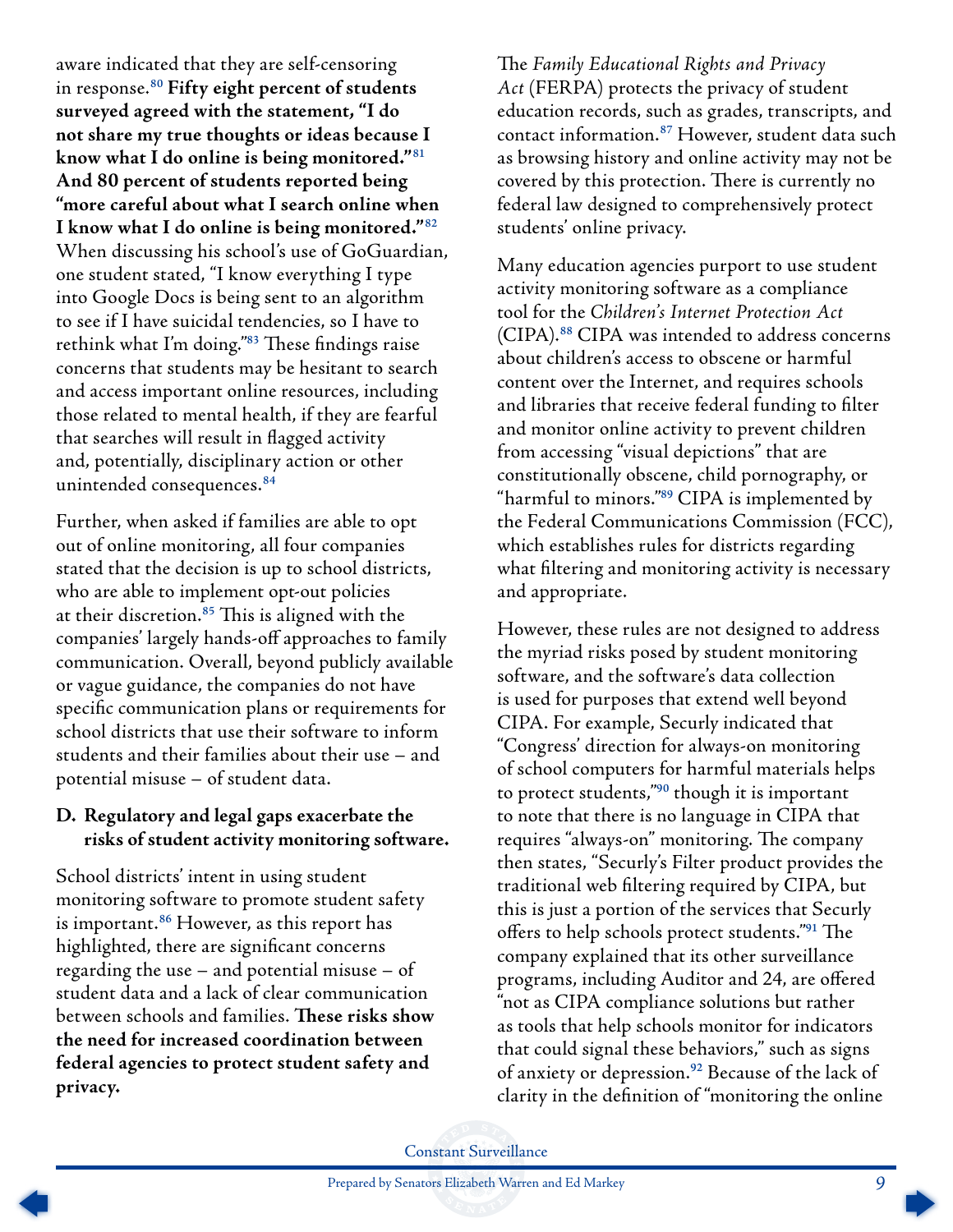aware indicated that they are self-censoring in response.[80] **Fifty eight percent of students surveyed agreed with the statement, "I do not share my true thoughts or ideas because I know what I do online is being monitored."[81] And 80 percent of students reported being "more careful about what I search online when I know what I do online is being monitored."[82]** When discussing his school's use of GoGuardian, one student stated, "I know everything I type into Google Docs is being sent to an algorithm to see if I have suicidal tendencies, so I have to rethink what I'm doing."[83] These findings raise concerns that students may be hesitant to search and access important online resources, including those related to mental health, if they are fearful that searches will result in flagged activity and, potentially, disciplinary action or other unintended consequences.[84]

Further, when asked if families are able to opt out of online monitoring, all four companies stated that the decision is up to school districts, who are able to implement opt-out policies at their discretion.[85] This is aligned with the companies' largely hands-off approaches to family communication. Overall, beyond publicly available or vague guidance, the companies do not have specific communication plans or requirements for school districts that use their software to inform students and their families about their use – and potential misuse – of student data.

### D. Regulatory and legal gaps exacerbate the risks of student activity monitoring software.

School districts' intent in using student monitoring software to promote student safety is important.[86] However, as this report has highlighted, there are significant concerns regarding the use – and potential misuse – of student data and a lack of clear communication between schools and families. **These risks show the need for increased coordination between federal agencies to protect student safety and privacy.**

The *Family Educational Rights and Privacy Act* (FERPA) protects the privacy of student education records, such as grades, transcripts, and contact information.[87] However, student data such as browsing history and online activity may not be covered by this protection. There is currently no federal law designed to comprehensively protect students' online privacy.

Many education agencies purport to use student activity monitoring software as a compliance tool for the *Children's Internet Protection Act* (CIPA).[88] CIPA was intended to address concerns about children's access to obscene or harmful content over the Internet, and requires schools and libraries that receive federal funding to filter and monitor online activity to prevent children from accessing "visual depictions" that are constitutionally obscene, child pornography, or "harmful to minors."[89] CIPA is implemented by the Federal Communications Commission (FCC), which establishes rules for districts regarding what filtering and monitoring activity is necessary and appropriate.

However, these rules are not designed to address the myriad risks posed by student monitoring software, and the software's data collection is used for purposes that extend well beyond CIPA. For example, Securly indicated that "Congress' direction for always-on monitoring of school computers for harmful materials helps to protect students,"[90] though it is important to note that there is no language in CIPA that requires "always-on" monitoring. The company then states, "Securly's Filter product provides the traditional web filtering required by CIPA, but this is just a portion of the services that Securly offers to help schools protect students."[91] The company explained that its other surveillance programs, including Auditor and 24, are offered "not as CIPA compliance solutions but rather as tools that help schools monitor for indicators that could signal these behaviors," such as signs of anxiety or depression.[92] Because of the lack of clarity in the definition of "monitoring the online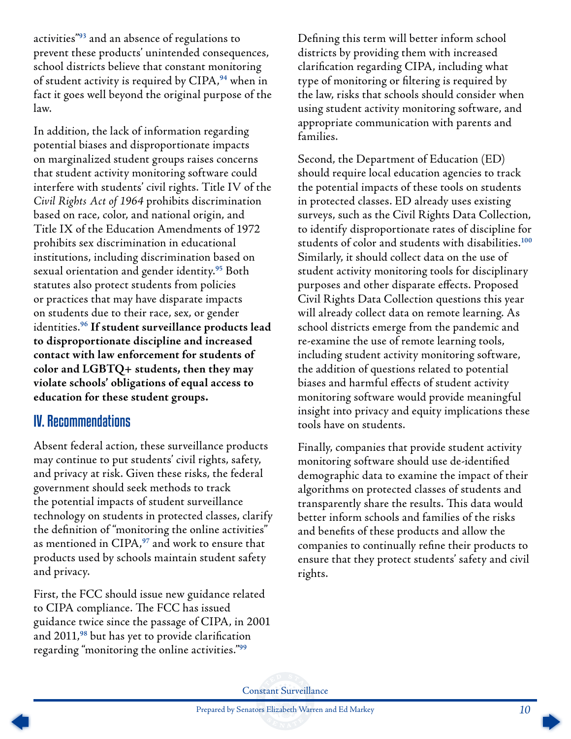activities"[93] and an absence of regulations to prevent these products' unintended consequences, school districts believe that constant monitoring of student activity is required by CIPA,[94] when in fact it goes well beyond the original purpose of the law.

In addition, the lack of information regarding potential biases and disproportionate impacts on marginalized student groups raises concerns that student activity monitoring software could interfere with students' civil rights. Title IV of the *Civil Rights Act of 1964* prohibits discrimination based on race, color, and national origin, and Title IX of the Education Amendments of 1972 prohibits sex discrimination in educational institutions, including discrimination based on sexual orientation and gender identity.[95] Both statutes also protect students from policies or practices that may have disparate impacts on students due to their race, sex, or gender identities.[96] **If student surveillance products lead to disproportionate discipline and increased contact with law enforcement for students of color and LGBTQ+ students, then they may violate schools' obligations of equal access to education for these student groups.**

## IV. Recommendations

Absent federal action, these surveillance products may continue to put students' civil rights, safety, and privacy at risk. Given these risks, the federal government should seek methods to track the potential impacts of student surveillance technology on students in protected classes, clarify the definition of "monitoring the online activities" as mentioned in CIPA,[97] and work to ensure that products used by schools maintain student safety and privacy.

First, the FCC should issue new guidance related to CIPA compliance. The FCC has issued guidance twice since the passage of CIPA, in 2001 and 2011,[98] but has yet to provide clarification regarding "monitoring the online activities."[99] Defining this term will better inform school districts by providing them with increased clarification regarding CIPA, including what type of monitoring or filtering is required by the law, risks that schools should consider when using student activity monitoring software, and appropriate communication with parents and families.

Second, the Department of Education (ED) should require local education agencies to track the potential impacts of these tools on students in protected classes. ED already uses existing surveys, such as the Civil Rights Data Collection, to identify disproportionate rates of discipline for students of color and students with disabilities.[100] Similarly, it should collect data on the use of student activity monitoring tools for disciplinary purposes and other disparate effects. Proposed Civil Rights Data Collection questions this year will already collect data on remote learning. As school districts emerge from the pandemic and re-examine the use of remote learning tools, including student activity monitoring software, the addition of questions related to potential biases and harmful effects of student activity monitoring software would provide meaningful insight into privacy and equity implications these tools have on students.

Finally, companies that provide student activity monitoring software should use de-identified demographic data to examine the impact of their algorithms on protected classes of students and transparently share the results. This data would better inform schools and families of the risks and benefits of these products and allow the companies to continually refine their products to ensure that they protect students' safety and civil rights.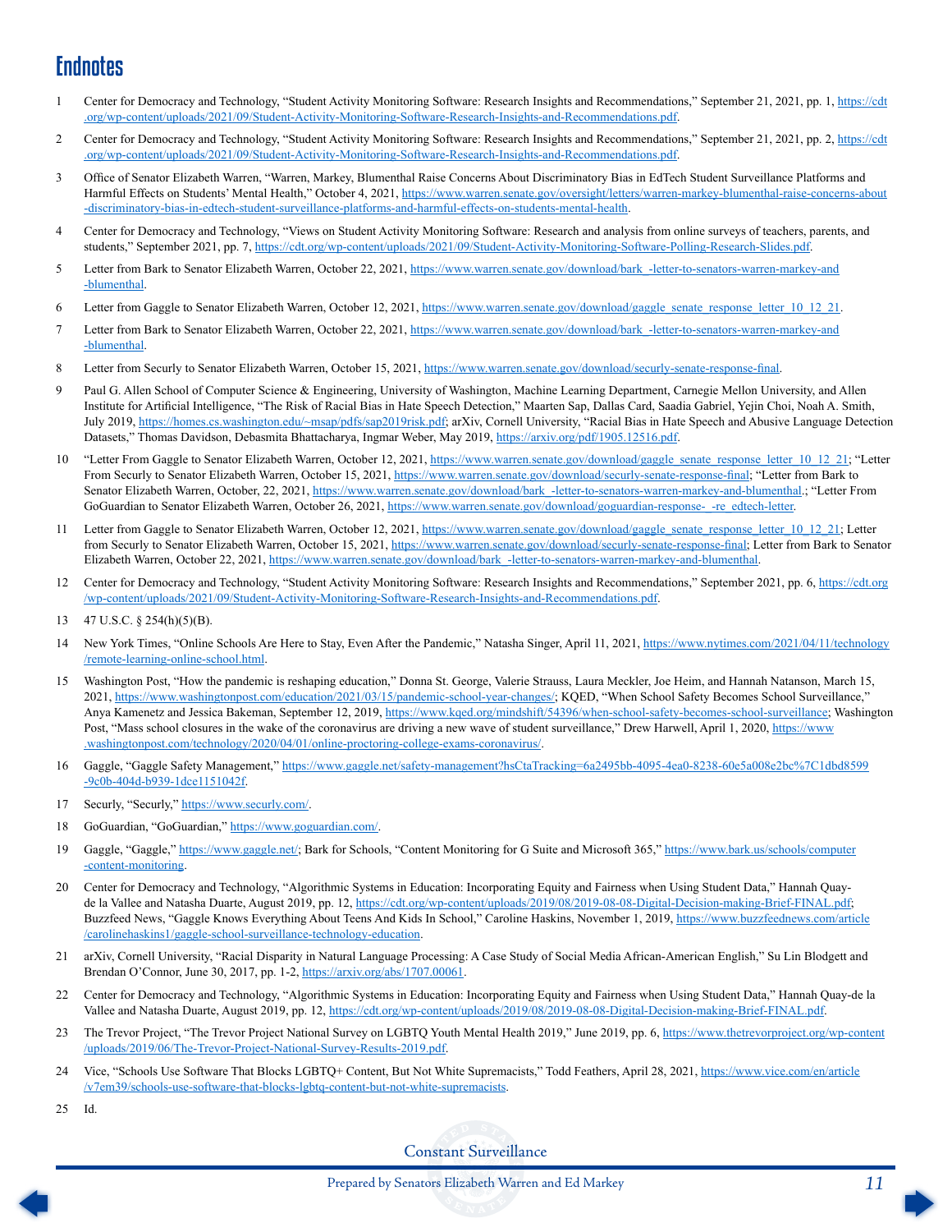# Endnotes

1. Center for Democracy and Technology, "Student Activity Monitoring Software: Research Insights and Recommendations," September 21, 2021, pp. 1, https://cdt.org/wp-content/uploads/2021/09/Student-Activity-Monitoring-Software-Research-Insights-and-Recommendations.pdf.

2. Center for Democracy and Technology, "Student Activity Monitoring Software: Research Insights and Recommendations," September 21, 2021, pp. 2, https://cdt.org/wp-content/uploads/2021/09/Student-Activity-Monitoring-Software-Research-Insights-and-Recommendations.pdf.

3. Office of Senator Elizabeth Warren, "Warren, Markey, Blumenthal Raise Concerns About Discriminatory Bias in EdTech Student Surveillance Platforms and Harmful Effects on Students' Mental Health," October 4, 2021, https://www.warren.senate.gov/oversight/letters/warren-markey-blumenthal-raise-concerns-about-discriminatory-bias-in-edtech-student-surveillance-platforms-and-harmful-effects-on-students-mental-health.

4. Center for Democracy and Technology, "Views on Student Activity Monitoring Software: Research and analysis from online surveys of teachers, parents, and students," September 2021, pp. 7, https://cdt.org/wp-content/uploads/2021/09/Student-Activity-Monitoring-Software-Polling-Research-Slides.pdf.

5. Letter from Bark to Senator Elizabeth Warren, October 22, 2021, https://www.warren.senate.gov/download/bark_-letter-to-senators-warren-markey-and-blumenthal.

6. Letter from Gaggle to Senator Elizabeth Warren, October 12, 2021, https://www.warren.senate.gov/download/gaggle_senate_response_letter_10_12_21.

7. Letter from Bark to Senator Elizabeth Warren, October 22, 2021, https://www.warren.senate.gov/download/bark_-letter-to-senators-warren-markey-and-blumenthal.

8. Letter from Securly to Senator Elizabeth Warren, October 15, 2021, https://www.warren.senate.gov/download/securly-senate-response-final.

9. Paul G. Allen School of Computer Science & Engineering, University of Washington, Machine Learning Department, Carnegie Mellon University, and Allen Institute for Artificial Intelligence, "The Risk of Racial Bias in Hate Speech Detection," Maarten Sap, Dallas Card, Saadia Gabriel, Yejin Choi, Noah A. Smith, July 2019, https://homes.cs.washington.edu/~msap/pdfs/sap2019risk.pdf; arXiv, Cornell University, "Racial Bias in Hate Speech and Abusive Language Detection Datasets," Thomas Davidson, Debasmita Bhattacharya, Ingmar Weber, May 2019, https://arxiv.org/pdf/1905.12516.pdf.

10. "Letter From Gaggle to Senator Elizabeth Warren, October 12, 2021, https://www.warren.senate.gov/download/gaggle_senate_response_letter_10_12_21; "Letter From Securly to Senator Elizabeth Warren, October 15, 2021, https://www.warren.senate.gov/download/securly-senate-response-final; "Letter from Bark to Senator Elizabeth Warren, October, 22, 2021, https://www.warren.senate.gov/download/bark_-letter-to-senators-warren-markey-and-blumenthal.; "Letter From GoGuardian to Senator Elizabeth Warren, October 26, 2021, https://www.warren.senate.gov/download/goguardian-response-_-re_edtech-letter.

11. Letter from Gaggle to Senator Elizabeth Warren, October 12, 2021, https://www.warren.senate.gov/download/gaggle_senate_response_letter_10_12_21; Letter from Securly to Senator Elizabeth Warren, October 15, 2021, https://www.warren.senate.gov/download/securly-senate-response-final; Letter from Bark to Senator Elizabeth Warren, October 22, 2021, https://www.warren.senate.gov/download/bark_-letter-to-senators-warren-markey-and-blumenthal.

12. Center for Democracy and Technology, "Student Activity Monitoring Software: Research Insights and Recommendations," September 2021, pp. 6, https://cdt.org/wp-content/uploads/2021/09/Student-Activity-Monitoring-Software-Research-Insights-and-Recommendations.pdf.

13. 47 U.S.C. § 254(h)(5)(B).

14. New York Times, "Online Schools Are Here to Stay, Even After the Pandemic," Natasha Singer, April 11, 2021, https://www.nytimes.com/2021/04/11/technology/remote-learning-online-school.html.

15. Washington Post, "How the pandemic is reshaping education," Donna St. George, Valerie Strauss, Laura Meckler, Joe Heim, and Hannah Natanson, March 15, 2021, https://www.washingtonpost.com/education/2021/03/15/pandemic-school-year-changes/; KQED, "When School Safety Becomes School Surveillance," Anya Kamenetz and Jessica Bakeman, September 12, 2019, https://www.kqed.org/mindshift/54396/when-school-safety-becomes-school-surveillance; Washington Post, "Mass school closures in the wake of the coronavirus are driving a new wave of student surveillance," Drew Harwell, April 1, 2020, https://www.washingtonpost.com/technology/2020/04/01/online-proctoring-college-exams-coronavirus/.

16. Gaggle, "Gaggle Safety Management," https://www.gaggle.net/safety-management?hsCtaTracking=6a2495bb-4095-4ea0-8238-60e5a008e2bc%7C1dbd8599-9c0b-404d-b939-1dce1151042f.

17. Securly, "Securly," https://www.securly.com/.

18. GoGuardian, "GoGuardian," https://www.goguardian.com/.

19. Gaggle, "Gaggle," https://www.gaggle.net/; Bark for Schools, "Content Monitoring for G Suite and Microsoft 365," https://www.bark.us/schools/computer-content-monitoring.

20. Center for Democracy and Technology, "Algorithmic Systems in Education: Incorporating Equity and Fairness when Using Student Data," Hannah Quay-de la Vallee and Natasha Duarte, August 2019, pp. 12, https://cdt.org/wp-content/uploads/2019/08/2019-08-08-Digital-Decision-making-Brief-FINAL.pdf; Buzzfeed News, "Gaggle Knows Everything About Teens And Kids In School," Caroline Haskins, November 1, 2019, https://www.buzzfeednews.com/article/carolinehaskins1/gaggle-school-surveillance-technology-education.

21. arXiv, Cornell University, "Racial Disparity in Natural Language Processing: A Case Study of Social Media African-American English," Su Lin Blodgett and Brendan O'Connor, June 30, 2017, pp. 1-2, https://arxiv.org/abs/1707.00061.

22. Center for Democracy and Technology, "Algorithmic Systems in Education: Incorporating Equity and Fairness when Using Student Data," Hannah Quay-de la Vallee and Natasha Duarte, August 2019, pp. 12, https://cdt.org/wp-content/uploads/2019/08/2019-08-08-Digital-Decision-making-Brief-FINAL.pdf.

23. The Trevor Project, "The Trevor Project National Survey on LGBTQ Youth Mental Health 2019," June 2019, pp. 6, https://www.thetrevorproject.org/wp-content/uploads/2019/06/The-Trevor-Project-National-Survey-Results-2019.pdf.

24. Vice, "Schools Use Software That Blocks LGBTQ+ Content, But Not White Supremacists," Todd Feathers, April 28, 2021, https://www.vice.com/en/article/v7em39/schools-use-software-that-blocks-lgbtq-content-but-not-white-supremacists.

25. Id.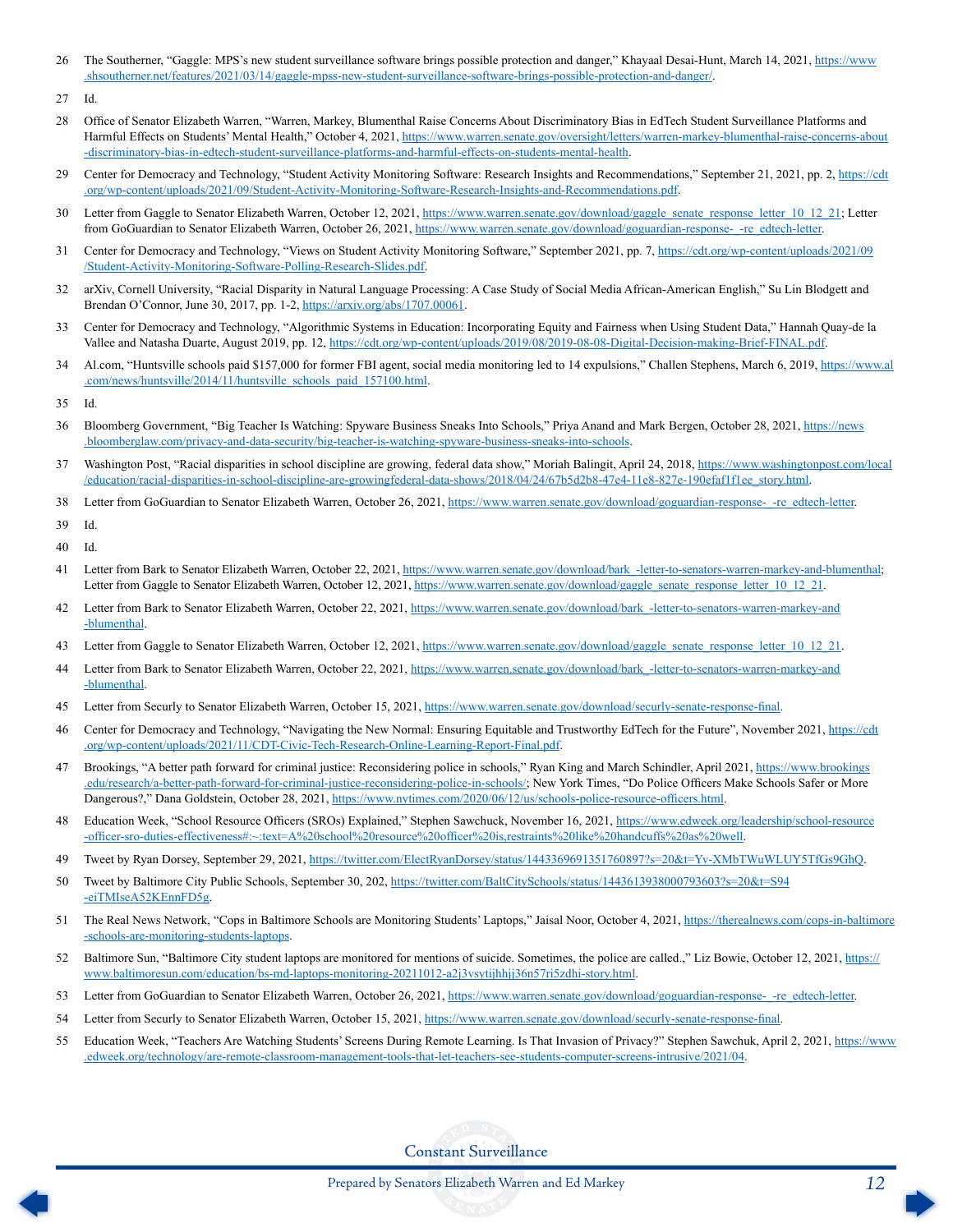26 The Southerner, "Gaggle: MPS's new student surveillance software brings possible protection and danger," Khayaal Desai-Hunt, March 14, 2021, https://www.shsoutherner.net/features/2021/03/14/gaggle-mpss-new-student-surveillance-software-brings-possible-protection-and-danger/.

27 Id.

28 Office of Senator Elizabeth Warren, "Warren, Markey, Blumenthal Raise Concerns About Discriminatory Bias in EdTech Student Surveillance Platforms and Harmful Effects on Students' Mental Health," October 4, 2021, https://www.warren.senate.gov/oversight/letters/warren-markey-blumenthal-raise-concerns-about-discriminatory-bias-in-edtech-student-surveillance-platforms-and-harmful-effects-on-students-mental-health.

29 Center for Democracy and Technology, "Student Activity Monitoring Software: Research Insights and Recommendations," September 21, 2021, pp. 2, https://cdt.org/wp-content/uploads/2021/09/Student-Activity-Monitoring-Software-Research-Insights-and-Recommendations.pdf.

30 Letter from Gaggle to Senator Elizabeth Warren, October 12, 2021, https://www.warren.senate.gov/download/gaggle_senate_response_letter_10_12_21; Letter from GoGuardian to Senator Elizabeth Warren, October 26, 2021, https://www.warren.senate.gov/download/goguardian-response-_-re_edtech-letter.

31 Center for Democracy and Technology, "Views on Student Activity Monitoring Software," September 2021, pp. 7, https://cdt.org/wp-content/uploads/2021/09/Student-Activity-Monitoring-Software-Polling-Research-Slides.pdf.

32 arXiv, Cornell University, "Racial Disparity in Natural Language Processing: A Case Study of Social Media African-American English," Su Lin Blodgett and Brendan O'Connor, June 30, 2017, pp. 1-2, https://arxiv.org/abs/1707.00061.

33 Center for Democracy and Technology, "Algorithmic Systems in Education: Incorporating Equity and Fairness when Using Student Data," Hannah Quay-de la Vallee and Natasha Duarte, August 2019, pp. 12, https://cdt.org/wp-content/uploads/2019/08/2019-08-08-Digital-Decision-making-Brief-FINAL.pdf.

34 Al.com, "Huntsville schools paid $157,000 for former FBI agent, social media monitoring led to 14 expulsions," Challen Stephens, March 6, 2019, https://www.al.com/news/huntsville/2014/11/huntsville_schools_paid_157100.html.

35 Id.

36 Bloomberg Government, "Big Teacher Is Watching: Spyware Business Sneaks Into Schools," Priya Anand and Mark Bergen, October 28, 2021, https://news.bloomberglaw.com/privacy-and-data-security/big-teacher-is-watching-spyware-business-sneaks-into-schools.

37 Washington Post, "Racial disparities in school discipline are growing, federal data show," Moriah Balingit, April 24, 2018, https://www.washingtonpost.com/local/education/racial-disparities-in-school-discipline-are-growingfederal-data-shows/2018/04/24/67b5d2b8-47e4-11e8-827e-190efaf1f1ee_story.html.

38 Letter from GoGuardian to Senator Elizabeth Warren, October 26, 2021, https://www.warren.senate.gov/download/goguardian-response-_-re_edtech-letter.

39 Id.

40 Id.

41 Letter from Bark to Senator Elizabeth Warren, October 22, 2021, https://www.warren.senate.gov/download/bark_-letter-to-senators-warren-markey-and-blumenthal; Letter from Gaggle to Senator Elizabeth Warren, October 12, 2021, https://www.warren.senate.gov/download/gaggle_senate_response_letter_10_12_21.

42 Letter from Bark to Senator Elizabeth Warren, October 22, 2021, https://www.warren.senate.gov/download/bark_-letter-to-senators-warren-markey-and-blumenthal.

43 Letter from Gaggle to Senator Elizabeth Warren, October 12, 2021, https://www.warren.senate.gov/download/gaggle_senate_response_letter_10_12_21.

44 Letter from Bark to Senator Elizabeth Warren, October 22, 2021, https://www.warren.senate.gov/download/bark_-letter-to-senators-warren-markey-and-blumenthal.

45 Letter from Securly to Senator Elizabeth Warren, October 15, 2021, https://www.warren.senate.gov/download/securly-senate-response-final.

46 Center for Democracy and Technology, "Navigating the New Normal: Ensuring Equitable and Trustworthy EdTech for the Future", November 2021, https://cdt.org/wp-content/uploads/2021/11/CDT-Civic-Tech-Research-Online-Learning-Report-Final.pdf.

47 Brookings, "A better path forward for criminal justice: Reconsidering police in schools," Ryan King and Marc Schindler, April 2021, https://www.brookings.edu/research/a-better-path-forward-for-criminal-justice-reconsidering-police-in-schools/; New York Times, "Do Police Officers Make Schools Safer or More Dangerous?," Dana Goldstein, October 28, 2021, https://www.nytimes.com/2020/06/12/us/schools-police-resource-officers.html.

48 Education Week, "School Resource Officers (SROs) Explained," Stephen Sawchuck, November 16, 2021, https://www.edweek.org/leadership/school-resource-officer-sro-duties-effectiveness#:~:text=A%20school%20resource%20officer%20is,restraints%20like%20handcuffs%20as%20well.

49 Tweet by Ryan Dorsey, September 29, 2021, https://twitter.com/ElectRyanDorsey/status/1443369691351760897?s=20&t=Yv-XMbTWuWLUY5TfGs9GhQ.

50 Tweet by Baltimore City Public Schools, September 30, 202, https://twitter.com/BaltCitySchools/status/1443613938000793603?s=20&t=S94-eiTMIseA52KEnnFD5g.

51 The Real News Network, "Cops in Baltimore Schools are Monitoring Students' Laptops," Jaisal Noor, October 4, 2021, https://therealnews.com/cops-in-baltimore-schools-are-monitoring-students-laptops.

52 Baltimore Sun, "Baltimore City student laptops are monitored for mentions of suicide. Sometimes, the police are called.," Liz Bowie, October 12, 2021, https://www.baltimoresun.com/education/bs-md-laptops-monitoring-20211012-a2j3vsytijhhjj36n57ri5zdhi-story.html.

53 Letter from GoGuardian to Senator Elizabeth Warren, October 26, 2021, https://www.warren.senate.gov/download/goguardian-response-_-re_edtech-letter.

54 Letter from Securly to Senator Elizabeth Warren, October 15, 2021, https://www.warren.senate.gov/download/securly-senate-response-final.

55 Education Week, "Teachers Are Watching Students' Screens During Remote Learning. Is That Invasion of Privacy?" Stephen Sawchuk, April 2, 2021, https://www.edweek.org/technology/are-remote-classroom-management-tools-that-let-teachers-see-students-computer-screens-intrusive/2021/04.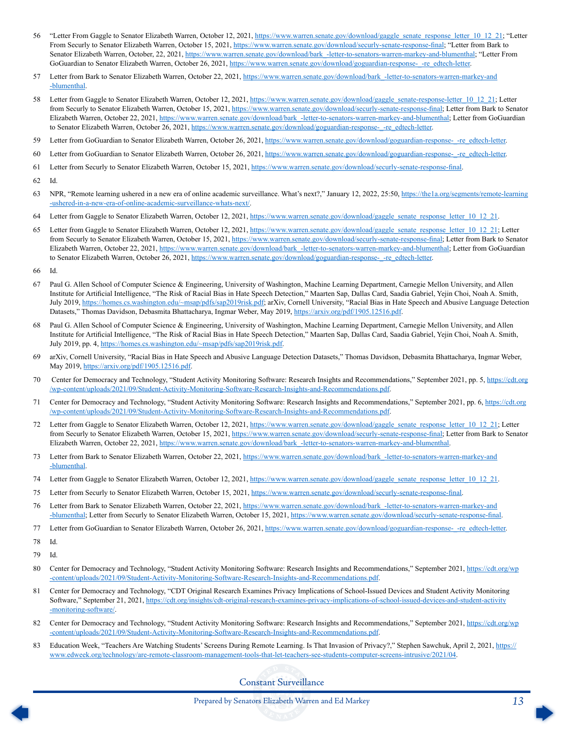56 "Letter From Gaggle to Senator Elizabeth Warren, October 12, 2021, https://www.warren.senate.gov/download/gaggle_senate_response_letter_10_12_21; "Letter From Securly to Senator Elizabeth Warren, October 15, 2021, https://www.warren.senate.gov/download/securly-senate-response-final; "Letter from Bark to Senator Elizabeth Warren, October, 22, 2021, https://www.warren.senate.gov/download/bark_-letter-to-senators-warren-markey-and-blumenthal; "Letter From GoGuardian to Senator Elizabeth Warren, October 26, 2021, https://www.warren.senate.gov/download/goguardian-response-_-re_edtech-letter.

57 Letter from Bark to Senator Elizabeth Warren, October 22, 2021, https://www.warren.senate.gov/download/bark_-letter-to-senators-warren-markey-and-blumenthal.

58 Letter from Gaggle to Senator Elizabeth Warren, October 12, 2021, https://www.warren.senate.gov/download/gaggle_senate-response-letter_10_12_21; Letter from Securly to Senator Elizabeth Warren, October 15, 2021, https://www.warren.senate.gov/download/securly-senate-response-final; Letter from Bark to Senator Elizabeth Warren, October 22, 2021, https://www.warren.senate.gov/download/bark_-letter-to-senators-warren-markey-and-blumenthal; Letter from GoGuardian to Senator Elizabeth Warren, October 26, 2021, https://www.warren.senate.gov/download/goguardian-response-_-re_edtech-letter.

59 Letter from GoGuardian to Senator Elizabeth Warren, October 26, 2021, https://www.warren.senate.gov/download/goguardian-response-_-re_edtech-letter.

60 Letter from GoGuardian to Senator Elizabeth Warren, October 26, 2021, https://www.warren.senate.gov/download/goguardian-response-_-re_edtech-letter.

61 Letter from Securly to Senator Elizabeth Warren, October 15, 2021, https://www.warren.senate.gov/download/securly-senate-response-final.

62 Id.

63 NPR, "Remote learning ushered in a new era of online academic surveillance. What's next?," January 12, 2022, 25:50, https://the1a.org/segments/remote-learning-ushered-in-a-new-era-of-online-academic-surveillance-whats-next/.

64 Letter from Gaggle to Senator Elizabeth Warren, October 12, 2021, https://www.warren.senate.gov/download/gaggle_senate_response_letter_10_12_21.

65 Letter from Gaggle to Senator Elizabeth Warren, October 12, 2021, https://www.warren.senate.gov/download/gaggle_senate_response_letter_10_12_21; Letter from Securly to Senator Elizabeth Warren, October 15, 2021, https://www.warren.senate.gov/download/securly-senate-response-final; Letter from Bark to Senator Elizabeth Warren, October 22, 2021, https://www.warren.senate.gov/download/bark_-letter-to-senators-warren-markey-and-blumenthal; Letter from GoGuardian to Senator Elizabeth Warren, October 26, 2021, https://www.warren.senate.gov/download/goguardian-response-_-re_edtech-letter.

66 Id.

67 Paul G. Allen School of Computer Science & Engineering, University of Washington, Machine Learning Department, Carnegie Mellon University, and Allen Institute for Artificial Intelligence, "The Risk of Racial Bias in Hate Speech Detection," Maarten Sap, Dallas Card, Saadia Gabriel, Yejin Choi, Noah A. Smith, July 2019, https://homes.cs.washington.edu/~msap/pdfs/sap2019risk.pdf; arXiv, Cornell University, "Racial Bias in Hate Speech and Abusive Language Detection Datasets," Thomas Davidson, Debasmita Bhattacharya, Ingmar Weber, May 2019, https://arxiv.org/pdf/1905.12516.pdf.

68 Paul G. Allen School of Computer Science & Engineering, University of Washington, Machine Learning Department, Carnegie Mellon University, and Allen Institute for Artificial Intelligence, "The Risk of Racial Bias in Hate Speech Detection," Maarten Sap, Dallas Card, Saadia Gabriel, Yejin Choi, Noah A. Smith, July 2019, pp. 4, https://homes.cs.washington.edu/~msap/pdfs/sap2019risk.pdf.

69 arXiv, Cornell University, "Racial Bias in Hate Speech and Abusive Language Detection Datasets," Thomas Davidson, Debasmita Bhattacharya, Ingmar Weber, May 2019, https://arxiv.org/pdf/1905.12516.pdf.

70 Center for Democracy and Technology, "Student Activity Monitoring Software: Research Insights and Recommendations," September 2021, pp. 5, https://cdt.org/wp-content/uploads/2021/09/Student-Activity-Monitoring-Software-Research-Insights-and-Recommendations.pdf.

71 Center for Democracy and Technology, "Student Activity Monitoring Software: Research Insights and Recommendations," September 2021, pp. 6, https://cdt.org/wp-content/uploads/2021/09/Student-Activity-Monitoring-Software-Research-Insights-and-Recommendations.pdf.

72 Letter from Gaggle to Senator Elizabeth Warren, October 12, 2021, https://www.warren.senate.gov/download/gaggle_senate_response_letter_10_12_21; Letter from Securly to Senator Elizabeth Warren, October 15, 2021, https://www.warren.senate.gov/download/securly-senate-response-final; Letter from Bark to Senator Elizabeth Warren, October 22, 2021, https://www.warren.senate.gov/download/bark_-letter-to-senators-warren-markey-and-blumenthal.

73 Letter from Bark to Senator Elizabeth Warren, October 22, 2021, https://www.warren.senate.gov/download/bark_-letter-to-senators-warren-markey-and-blumenthal.

74 Letter from Gaggle to Senator Elizabeth Warren, October 12, 2021, https://www.warren.senate.gov/download/gaggle_senate_response_letter_10_12_21.

75 Letter from Securly to Senator Elizabeth Warren, October 15, 2021, https://www.warren.senate.gov/download/securly-senate-response-final.

76 Letter from Bark to Senator Elizabeth Warren, October 22, 2021, https://www.warren.senate.gov/download/bark_-letter-to-senators-warren-markey-and-blumenthal; Letter from Securly to Senator Elizabeth Warren, October 15, 2021, https://www.warren.senate.gov/download/securly-senate-response-final.

77 Letter from GoGuardian to Senator Elizabeth Warren, October 26, 2021, https://www.warren.senate.gov/download/goguardian-response-_-re_edtech-letter.

78 Id.

79 Id.

80 Center for Democracy and Technology, "Student Activity Monitoring Software: Research Insights and Recommendations," September 2021, https://cdt.org/wp-content/uploads/2021/09/Student-Activity-Monitoring-Software-Research-Insights-and-Recommendations.pdf.

81 Center for Democracy and Technology, "CDT Original Research Examines Privacy Implications of School-Issued Devices and Student Activity Monitoring Software," September 21, 2021, https://cdt.org/insights/cdt-original-research-examines-privacy-implications-of-school-issued-devices-and-student-activity-monitoring-software/.

82 Center for Democracy and Technology, "Student Activity Monitoring Software: Research Insights and Recommendations," September 2021, https://cdt.org/wp-content/uploads/2021/09/Student-Activity-Monitoring-Software-Research-Insights-and-Recommendations.pdf.

83 Education Week, "Teachers Are Watching Students' Screens During Remote Learning. Is That Invasion of Privacy?," Stephen Sawchuk, April 2, 2021, https://www.edweek.org/technology/are-remote-classroom-management-tools-that-let-teachers-see-students-computer-screens-intrusive/2021/04.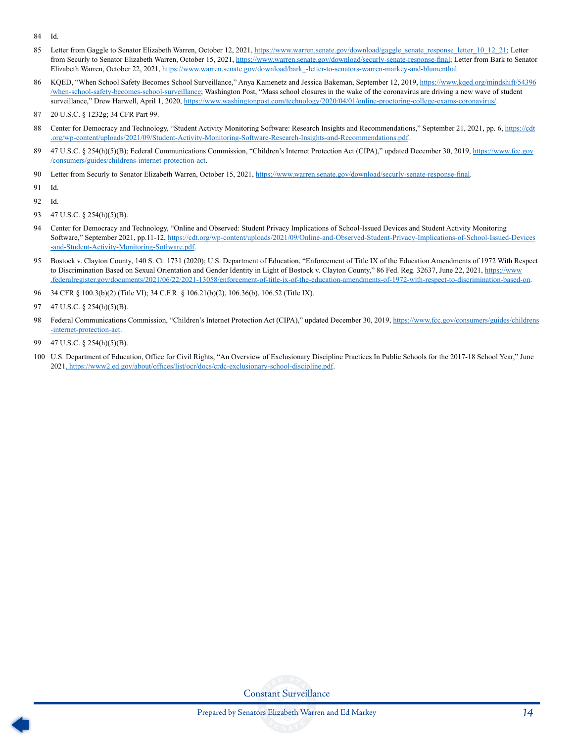84 Id.

85 Letter from Gaggle to Senator Elizabeth Warren, October 12, 2021, https://www.warren.senate.gov/download/gaggle_senate_response_letter_10_12_21; Letter from Securly to Senator Elizabeth Warren, October 15, 2021, https://www.warren.senate.gov/download/securly-senate-response-final; Letter from Bark to Senator Elizabeth Warren, October 22, 2021, https://www.warren.senate.gov/download/bark_-letter-to-senators-warren-markey-and-blumenthal.

86 KQED, "When School Safety Becomes School Surveillance," Anya Kamenetz and Jessica Bakeman, September 12, 2019, https://www.kqed.org/mindshift/54396/when-school-safety-becomes-school-surveillance; Washington Post, "Mass school closures in the wake of the coronavirus are driving a new wave of student surveillance," Drew Harwell, April 1, 2020, https://www.washingtonpost.com/technology/2020/04/01/online-proctoring-college-exams-coronavirus/.

87 20 U.S.C. § 1232g; 34 CFR Part 99.

88 Center for Democracy and Technology, "Student Activity Monitoring Software: Research Insights and Recommendations," September 21, 2021, pp. 6, https://cdt.org/wp-content/uploads/2021/09/Student-Activity-Monitoring-Software-Research-Insights-and-Recommendations.pdf.

89 47 U.S.C. § 254(h)(5)(B); Federal Communications Commission, "Children's Internet Protection Act (CIPA)," updated December 30, 2019, https://www.fcc.gov/consumers/guides/childrens-internet-protection-act.

90 Letter from Securly to Senator Elizabeth Warren, October 15, 2021, https://www.warren.senate.gov/download/securly-senate-response-final.

91 Id.

92 Id.

93 47 U.S.C. § 254(h)(5)(B).

94 Center for Democracy and Technology, "Online and Observed: Student Privacy Implications of School-Issued Devices and Student Activity Monitoring Software," September 2021, pp.11-12, https://cdt.org/wp-content/uploads/2021/09/Online-and-Observed-Student-Privacy-Implications-of-School-Issued-Devices-and-Student-Activity-Monitoring-Software.pdf.

95 Bostock v. Clayton County, 140 S. Ct. 1731 (2020); U.S. Department of Education, "Enforcement of Title IX of the Education Amendments of 1972 With Respect to Discrimination Based on Sexual Orientation and Gender Identity in Light of Bostock v. Clayton County," 86 Fed. Reg. 32637, June 22, 2021, https://www.federalregister.gov/documents/2021/06/22/2021-13058/enforcement-of-title-ix-of-the-education-amendments-of-1972-with-respect-to-discrimination-based-on.

96 34 CFR § 100.3(b)(2) (Title VI); 34 C.F.R. § 106.21(b)(2), 106.36(b), 106.52 (Title IX).

97 47 U.S.C. § 254(h)(5)(B).

98 Federal Communications Commission, "Children's Internet Protection Act (CIPA)," updated December 30, 2019, https://www.fcc.gov/consumers/guides/childrens-internet-protection-act.

99 47 U.S.C. § 254(h)(5)(B).

100 U.S. Department of Education, Office for Civil Rights, "An Overview of Exclusionary Discipline Practices In Public Schools for the 2017-18 School Year," June 2021, https://www2.ed.gov/about/offices/list/ocr/docs/crdc-exclusionary-school-discipline.pdf.